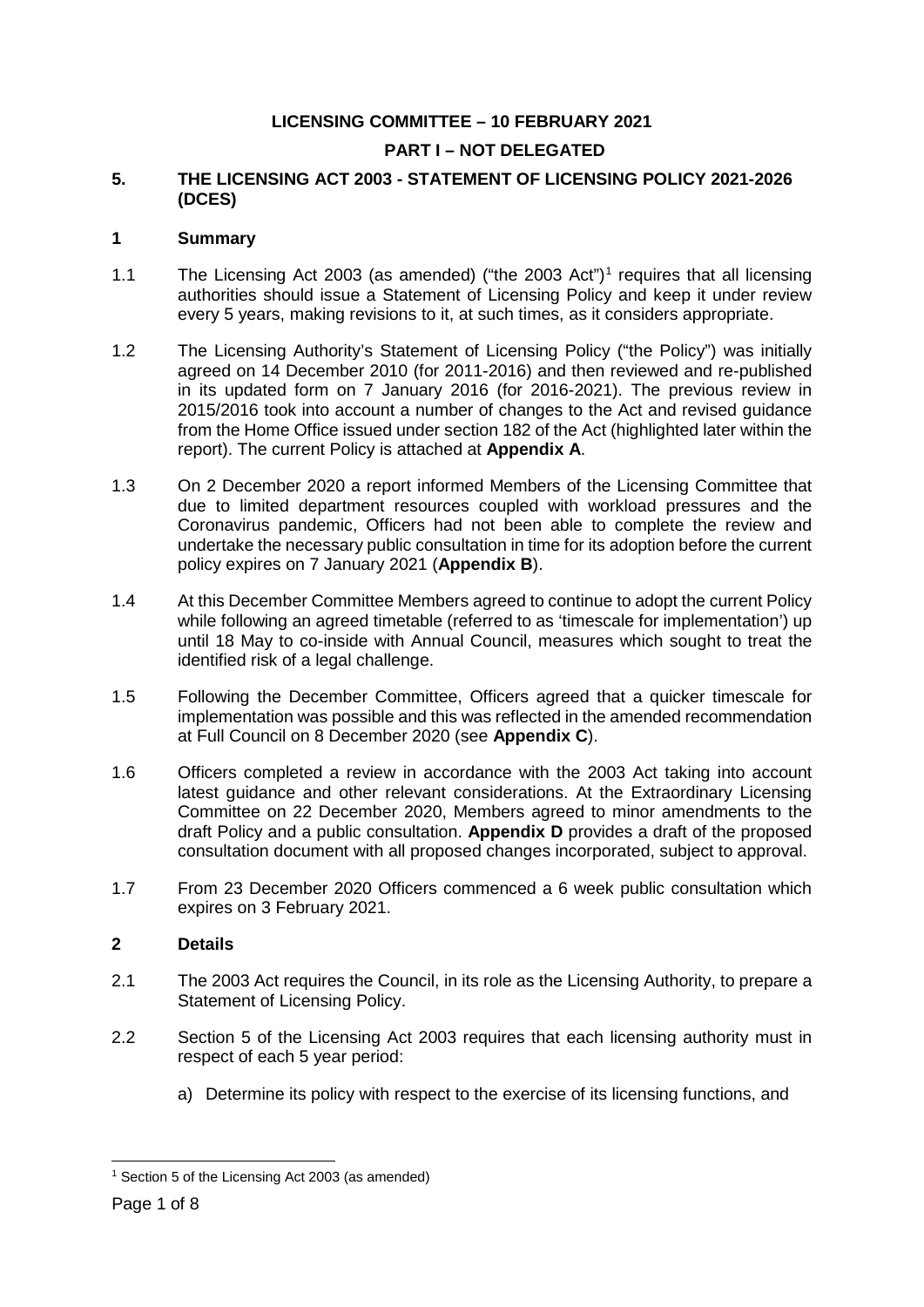**LICENSING COMMITTEE – 10 FEBRUARY 2021**

**PART I – NOT DELEGATED**

## 5. THE LICENSING ACT 2003 - STATEMENT OF LICENSING POLICY 2021-2026 (DCES)

### 1 Summary

1.1 The Licensing Act 2003 (as amended) ("the 2003 Act")[1] requires that all licensing authorities should issue a Statement of Licensing Policy and keep it under review every 5 years, making revisions to it, at such times, as it considers appropriate.

1.2 The Licensing Authority's Statement of Licensing Policy ("the Policy") was initially agreed on 14 December 2010 (for 2011-2016) and then reviewed and re-published in its updated form on 7 January 2016 (for 2016-2021). The previous review in 2015/2016 took into account a number of changes to the Act and revised guidance from the Home Office issued under section 182 of the Act (highlighted later within the report). The current Policy is attached at **Appendix A**.

1.3 On 2 December 2020 a report informed Members of the Licensing Committee that due to limited department resources coupled with workload pressures and the Coronavirus pandemic, Officers had not been able to complete the review and undertake the necessary public consultation in time for its adoption before the current policy expires on 7 January 2021 (**Appendix B**).

1.4 At this December Committee Members agreed to continue to adopt the current Policy while following an agreed timetable (referred to as 'timescale for implementation') up until 18 May to co-inside with Annual Council, measures which sought to treat the identified risk of a legal challenge.

1.5 Following the December Committee, Officers agreed that a quicker timescale for implementation was possible and this was reflected in the amended recommendation at Full Council on 8 December 2020 (see **Appendix C**).

1.6 Officers completed a review in accordance with the 2003 Act taking into account latest guidance and other relevant considerations. At the Extraordinary Licensing Committee on 22 December 2020, Members agreed to minor amendments to the draft Policy and a public consultation. **Appendix D** provides a draft of the proposed consultation document with all proposed changes incorporated, subject to approval.

1.7 From 23 December 2020 Officers commenced a 6 week public consultation which expires on 3 February 2021.

### 2 Details

2.1 The 2003 Act requires the Council, in its role as the Licensing Authority, to prepare a Statement of Licensing Policy.

2.2 Section 5 of the Licensing Act 2003 requires that each licensing authority must in respect of each 5 year period:

a) Determine its policy with respect to the exercise of its licensing functions, and

---

[1] Section 5 of the Licensing Act 2003 (as amended)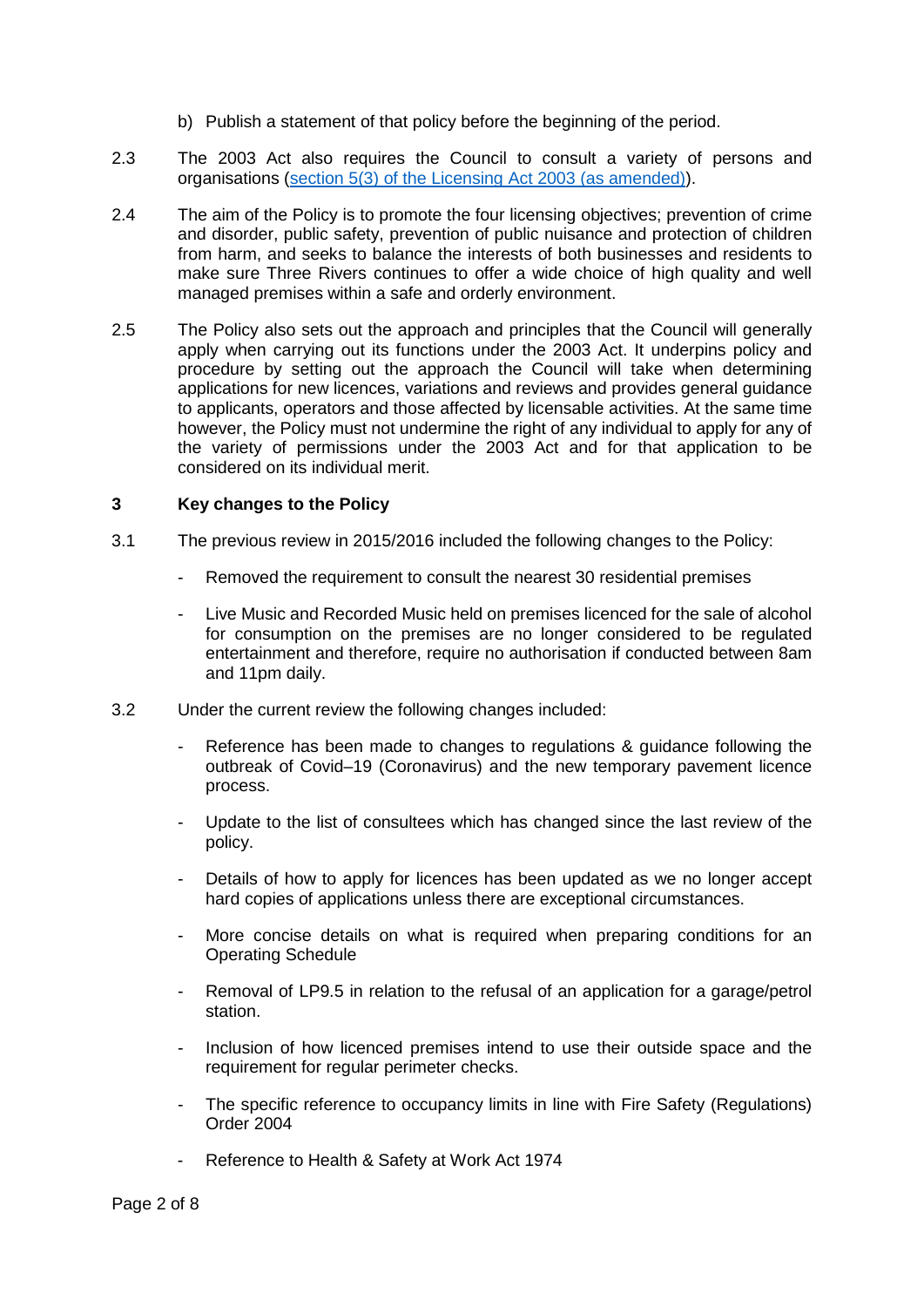b) Publish a statement of that policy before the beginning of the period.

2.3 The 2003 Act also requires the Council to consult a variety of persons and organisations ([section 5(3) of the Licensing Act 2003 (as amended)]).

2.4 The aim of the Policy is to promote the four licensing objectives; prevention of crime and disorder, public safety, prevention of public nuisance and protection of children from harm, and seeks to balance the interests of both businesses and residents to make sure Three Rivers continues to offer a wide choice of high quality and well managed premises within a safe and orderly environment.

2.5 The Policy also sets out the approach and principles that the Council will generally apply when carrying out its functions under the 2003 Act. It underpins policy and procedure by setting out the approach the Council will take when determining applications for new licences, variations and reviews and provides general guidance to applicants, operators and those affected by licensable activities. At the same time however, the Policy must not undermine the right of any individual to apply for any of the variety of permissions under the 2003 Act and for that application to be considered on its individual merit.

## 3 Key changes to the Policy

3.1 The previous review in 2015/2016 included the following changes to the Policy:

- Removed the requirement to consult the nearest 30 residential premises
- Live Music and Recorded Music held on premises licenced for the sale of alcohol for consumption on the premises are no longer considered to be regulated entertainment and therefore, require no authorisation if conducted between 8am and 11pm daily.

3.2 Under the current review the following changes included:

- Reference has been made to changes to regulations & guidance following the outbreak of Covid–19 (Coronavirus) and the new temporary pavement licence process.
- Update to the list of consultees which has changed since the last review of the policy.
- Details of how to apply for licences has been updated as we no longer accept hard copies of applications unless there are exceptional circumstances.
- More concise details on what is required when preparing conditions for an Operating Schedule
- Removal of LP9.5 in relation to the refusal of an application for a garage/petrol station.
- Inclusion of how licenced premises intend to use their outside space and the requirement for regular perimeter checks.
- The specific reference to occupancy limits in line with Fire Safety (Regulations) Order 2004
- Reference to Health & Safety at Work Act 1974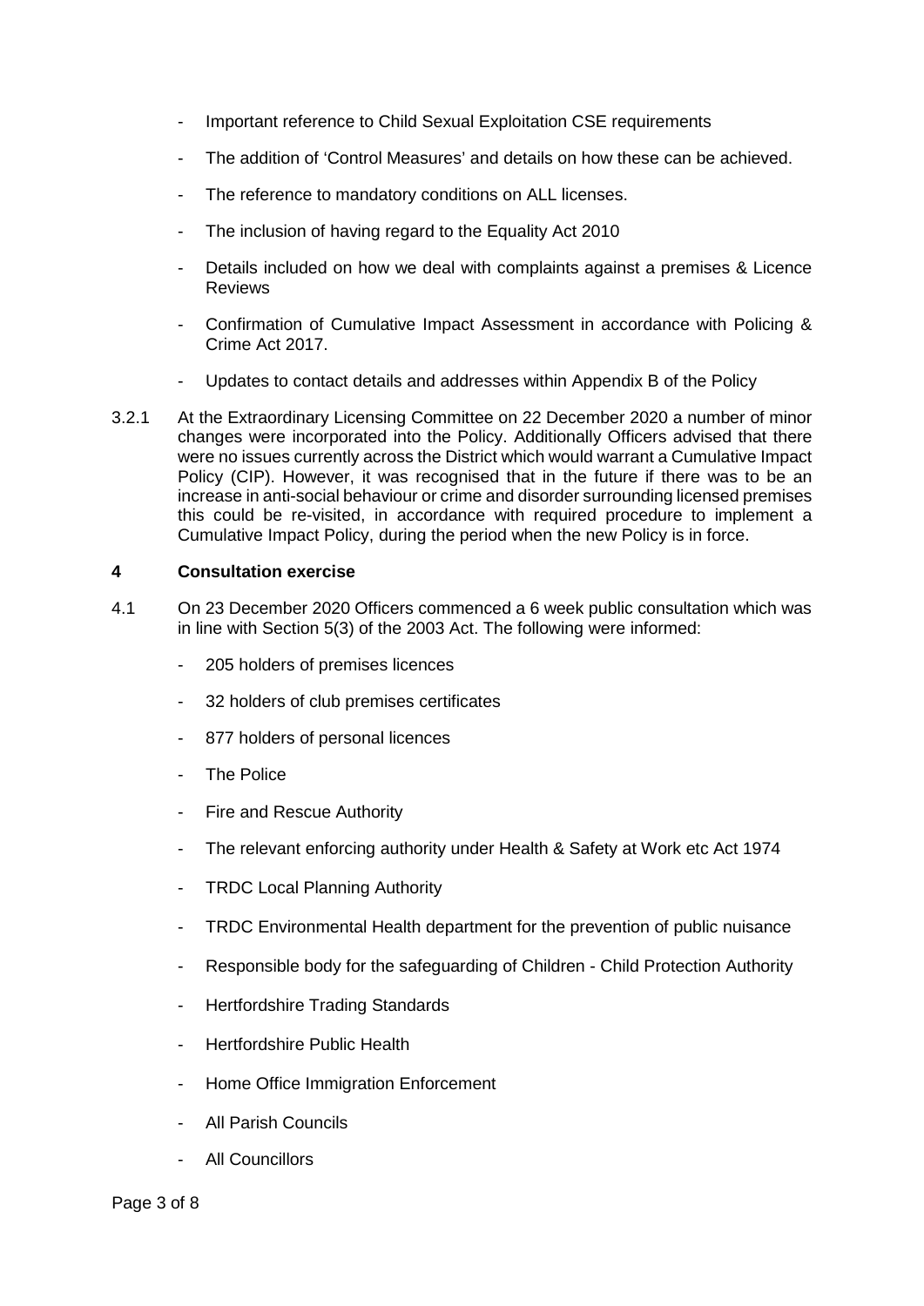- Important reference to Child Sexual Exploitation CSE requirements
- The addition of 'Control Measures' and details on how these can be achieved.
- The reference to mandatory conditions on ALL licenses.
- The inclusion of having regard to the Equality Act 2010
- Details included on how we deal with complaints against a premises & Licence Reviews
- Confirmation of Cumulative Impact Assessment in accordance with Policing & Crime Act 2017.
- Updates to contact details and addresses within Appendix B of the Policy

3.2.1 At the Extraordinary Licensing Committee on 22 December 2020 a number of minor changes were incorporated into the Policy. Additionally Officers advised that there were no issues currently across the District which would warrant a Cumulative Impact Policy (CIP). However, it was recognised that in the future if there was to be an increase in anti-social behaviour or crime and disorder surrounding licensed premises this could be re-visited, in accordance with required procedure to implement a Cumulative Impact Policy, during the period when the new Policy is in force.

## 4 Consultation exercise

4.1 On 23 December 2020 Officers commenced a 6 week public consultation which was in line with Section 5(3) of the 2003 Act. The following were informed:

- 205 holders of premises licences
- 32 holders of club premises certificates
- 877 holders of personal licences
- The Police
- Fire and Rescue Authority
- The relevant enforcing authority under Health & Safety at Work etc Act 1974
- TRDC Local Planning Authority
- TRDC Environmental Health department for the prevention of public nuisance
- Responsible body for the safeguarding of Children - Child Protection Authority
- Hertfordshire Trading Standards
- Hertfordshire Public Health
- Home Office Immigration Enforcement
- All Parish Councils
- All Councillors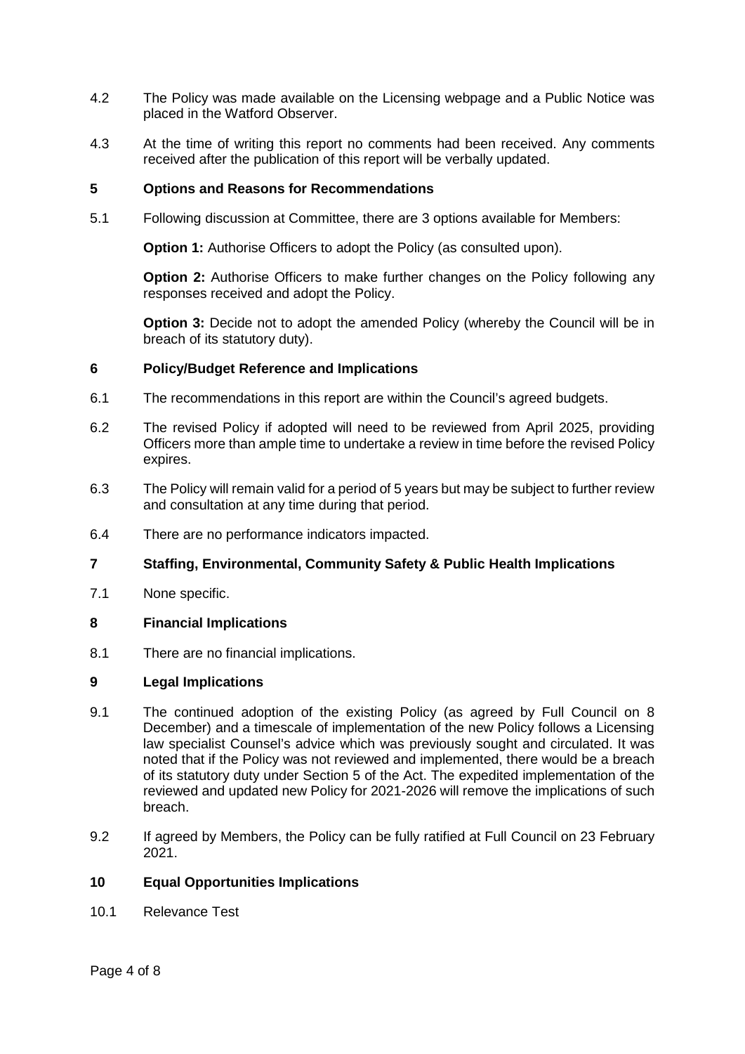4.2 The Policy was made available on the Licensing webpage and a Public Notice was placed in the Watford Observer.

4.3 At the time of writing this report no comments had been received. Any comments received after the publication of this report will be verbally updated.

## 5 Options and Reasons for Recommendations

5.1 Following discussion at Committee, there are 3 options available for Members:

**Option 1:** Authorise Officers to adopt the Policy (as consulted upon).

**Option 2:** Authorise Officers to make further changes on the Policy following any responses received and adopt the Policy.

**Option 3:** Decide not to adopt the amended Policy (whereby the Council will be in breach of its statutory duty).

## 6 Policy/Budget Reference and Implications

6.1 The recommendations in this report are within the Council's agreed budgets.

6.2 The revised Policy if adopted will need to be reviewed from April 2025, providing Officers more than ample time to undertake a review in time before the revised Policy expires.

6.3 The Policy will remain valid for a period of 5 years but may be subject to further review and consultation at any time during that period.

6.4 There are no performance indicators impacted.

## 7 Staffing, Environmental, Community Safety & Public Health Implications

7.1 None specific.

## 8 Financial Implications

8.1 There are no financial implications.

## 9 Legal Implications

9.1 The continued adoption of the existing Policy (as agreed by Full Council on 8 December) and a timescale of implementation of the new Policy follows a Licensing law specialist Counsel's advice which was previously sought and circulated. It was noted that if the Policy was not reviewed and implemented, there would be a breach of its statutory duty under Section 5 of the Act. The expedited implementation of the reviewed and updated new Policy for 2021-2026 will remove the implications of such breach.

9.2 If agreed by Members, the Policy can be fully ratified at Full Council on 23 February 2021.

## 10 Equal Opportunities Implications

10.1 Relevance Test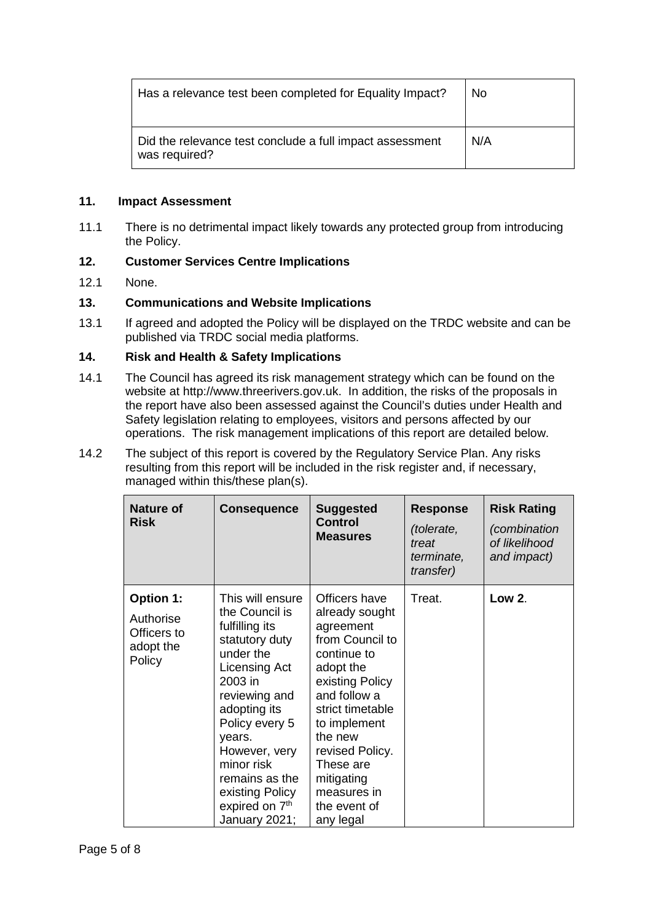| Has a relevance test been completed for Equality Impact? | No |
| --- | --- |
| Did the relevance test conclude a full impact assessment was required? | N/A |

## 11. Impact Assessment

11.1 There is no detrimental impact likely towards any protected group from introducing the Policy.

## 12. Customer Services Centre Implications

12.1 None.

## 13. Communications and Website Implications

13.1 If agreed and adopted the Policy will be displayed on the TRDC website and can be published via TRDC social media platforms.

## 14. Risk and Health & Safety Implications

14.1 The Council has agreed its risk management strategy which can be found on the website at http://www.threerivers.gov.uk. In addition, the risks of the proposals in the report have also been assessed against the Council's duties under Health and Safety legislation relating to employees, visitors and persons affected by our operations. The risk management implications of this report are detailed below.

14.2 The subject of this report is covered by the Regulatory Service Plan. Any risks resulting from this report will be included in the risk register and, if necessary, managed within this/these plan(s).

| **Nature of Risk** | **Consequence** | **Suggested Control Measures** | **Response** *(tolerate, treat terminate, transfer)* | **Risk Rating** *(combination of likelihood and impact)* |
| --- | --- | --- | --- | --- |
| **Option 1:** Authorise Officers to adopt the Policy | This will ensure the Council is fulfilling its statutory duty under the Licensing Act 2003 in reviewing and adopting its Policy every 5 years. However, very minor risk remains as the existing Policy expired on 7th January 2021; | Officers have already sought agreement from Council to continue to adopt the existing Policy and follow a strict timetable to implement the new revised Policy. These are mitigating measures in the event of any legal | Treat. | **Low 2**. |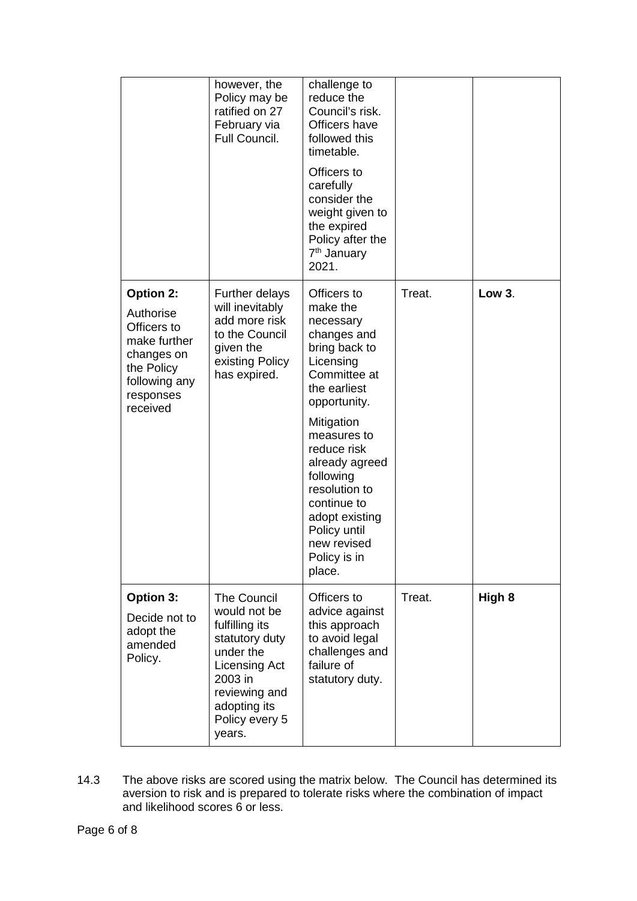| | | | | |
|---|---|---|---|---|
| | however, the Policy may be ratified on 27 February via Full Council. | challenge to reduce the Council's risk. Officers have followed this timetable.<br><br>Officers to carefully consider the weight given to the expired Policy after the 7th January 2021. | | |
| **Option 2:**<br><br>Authorise Officers to make further changes on the Policy following any responses received | Further delays will inevitably add more risk to the Council given the existing Policy has expired. | Officers to make the necessary changes and bring back to Licensing Committee at the earliest opportunity.<br><br>Mitigation measures to reduce risk already agreed following resolution to continue to adopt existing Policy until new revised Policy is in place. | Treat. | **Low 3**. |
| **Option 3:**<br><br>Decide not to adopt the amended Policy. | The Council would not be fulfilling its statutory duty under the Licensing Act 2003 in reviewing and adopting its Policy every 5 years. | Officers to advice against this approach to avoid legal challenges and failure of statutory duty. | Treat. | **High 8** |

14.3 The above risks are scored using the matrix below. The Council has determined its aversion to risk and is prepared to tolerate risks where the combination of impact and likelihood scores 6 or less.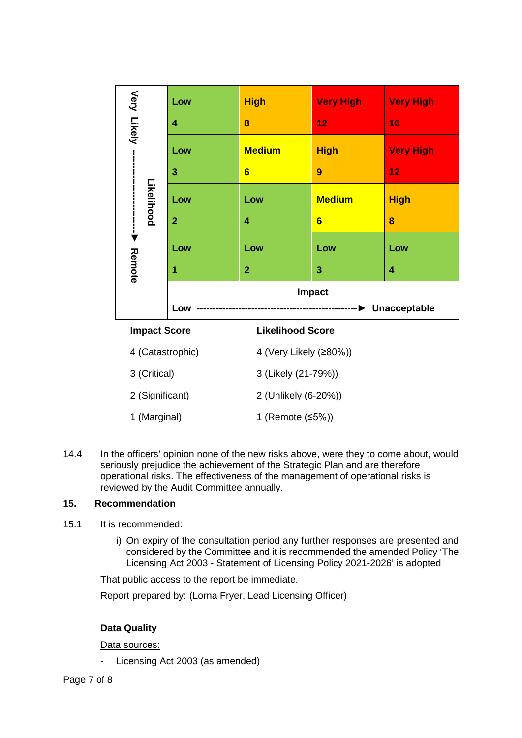| Likelihood (Very Likely → Remote) | | | | |
|---|---|---|---|---|
| Very Likely | Low 4 | High 8 | Very High 12 | Very High 16 |
| | Low 3 | Medium 6 | High 9 | Very High 12 |
| | Low 2 | Low 4 | Medium 6 | High 8 |
| Remote | Low 1 | Low 2 | Low 3 | Low 4 |
| | Impact: Low → | | | Unacceptable |

| Impact Score | Likelihood Score |
|---|---|
| 4 (Catastrophic) | 4 (Very Likely (≥80%)) |
| 3 (Critical) | 3 (Likely (21-79%)) |
| 2 (Significant) | 2 (Unlikely (6-20%)) |
| 1 (Marginal) | 1 (Remote (≤5%)) |

14.4 In the officers' opinion none of the new risks above, were they to come about, would seriously prejudice the achievement of the Strategic Plan and are therefore operational risks. The effectiveness of the management of operational risks is reviewed by the Audit Committee annually.

## 15. Recommendation

15.1 It is recommended:

i) On expiry of the consultation period any further responses are presented and considered by the Committee and it is recommended the amended Policy 'The Licensing Act 2003 - Statement of Licensing Policy 2021-2026' is adopted

That public access to the report be immediate.

Report prepared by: (Lorna Fryer, Lead Licensing Officer)

**Data Quality**

Data sources:

- Licensing Act 2003 (as amended)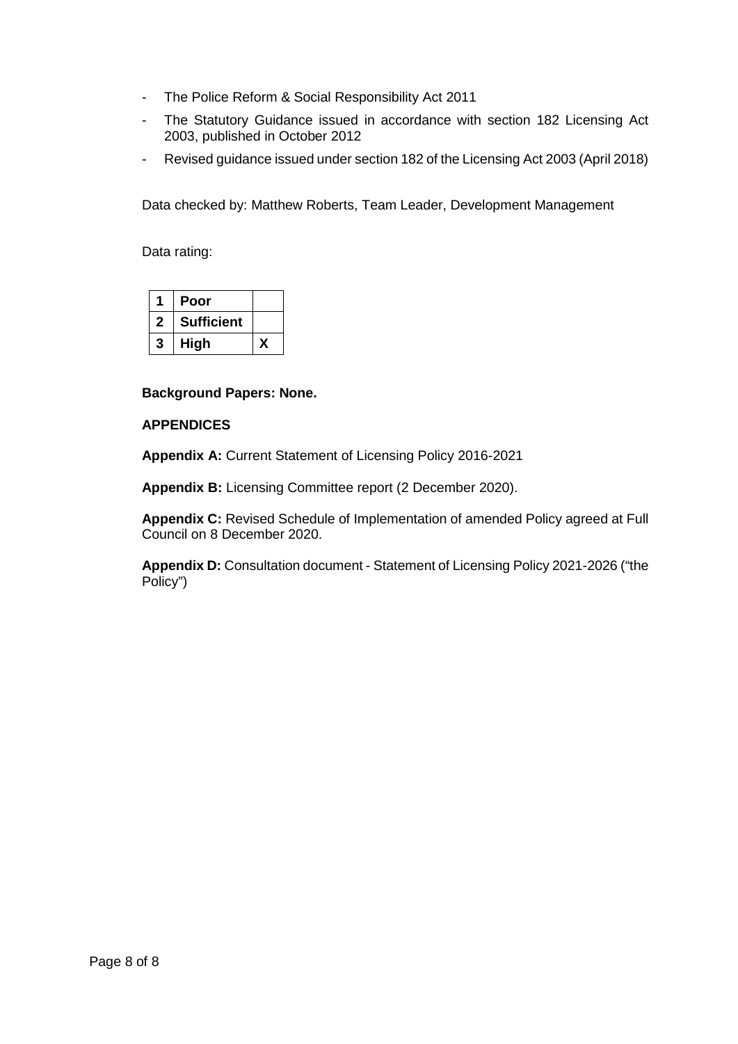- The Police Reform & Social Responsibility Act 2011
- The Statutory Guidance issued in accordance with section 182 Licensing Act 2003, published in October 2012
- Revised guidance issued under section 182 of the Licensing Act 2003 (April 2018)

Data checked by: Matthew Roberts, Team Leader, Development Management

Data rating:

| | | |
|---|---|---|
| **1** | **Poor** | |
| **2** | **Sufficient** | |
| **3** | **High** | **X** |

**Background Papers: None.**

**APPENDICES**

**Appendix A:** Current Statement of Licensing Policy 2016-2021

**Appendix B:** Licensing Committee report (2 December 2020).

**Appendix C:** Revised Schedule of Implementation of amended Policy agreed at Full Council on 8 December 2020.

**Appendix D:** Consultation document - Statement of Licensing Policy 2021-2026 ("the Policy")